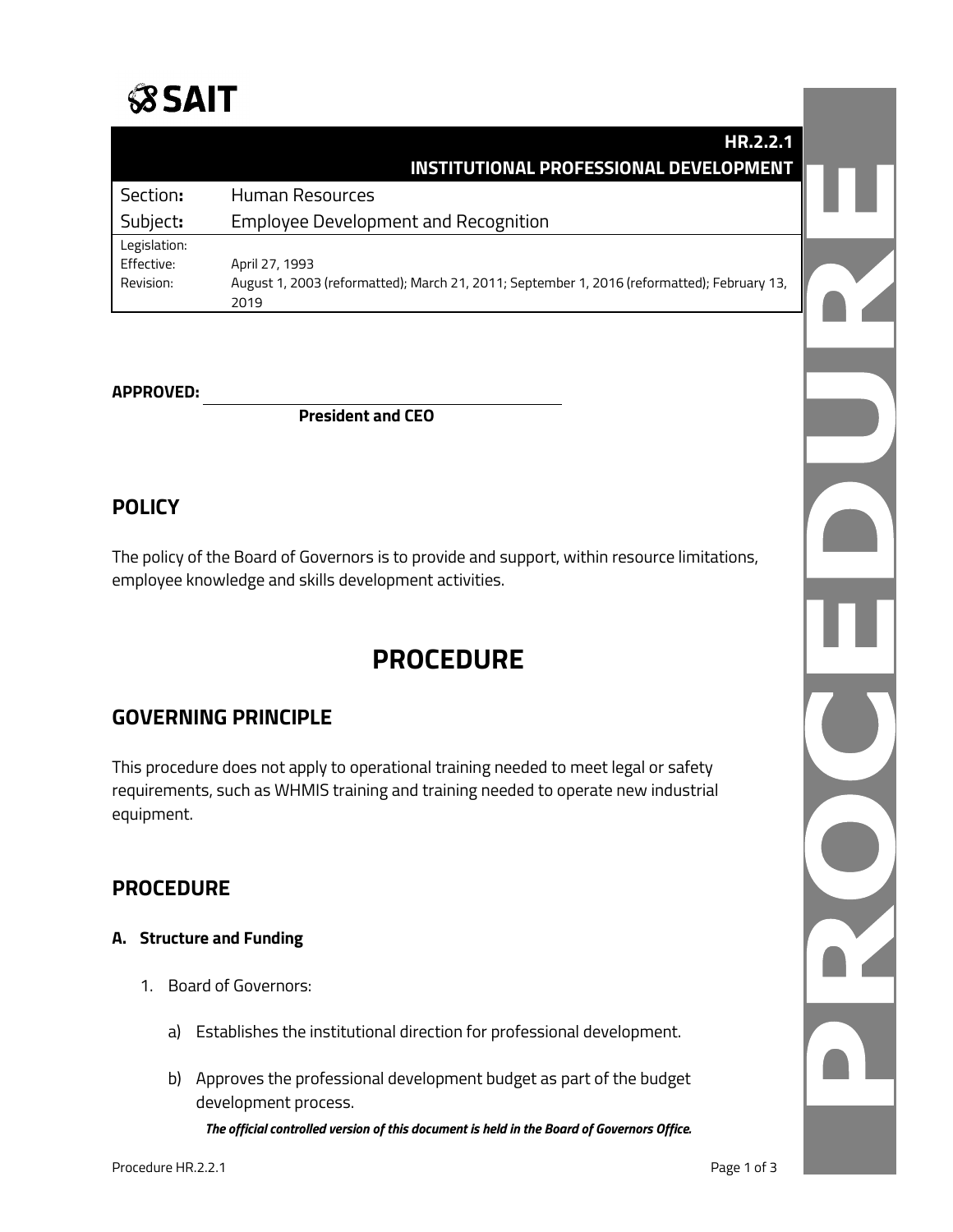SAIT

| | HR.2.2.1 INSTITUTIONAL PROFESSIONAL DEVELOPMENT |
|---|---|
| Section: | Human Resources |
| Subject: | Employee Development and Recognition |
| Legislation: | |
| Effective: | April 27, 1993 |
| Revision: | August 1, 2003 (reformatted); March 21, 2011; September 1, 2016 (reformatted); February 13, 2019 |

**APPROVED:** ______________________________
**President and CEO**

## POLICY

The policy of the Board of Governors is to provide and support, within resource limitations, employee knowledge and skills development activities.

# PROCEDURE

## GOVERNING PRINCIPLE

This procedure does not apply to operational training needed to meet legal or safety requirements, such as WHMIS training and training needed to operate new industrial equipment.

## PROCEDURE

### A. Structure and Funding

1. Board of Governors:

    a) Establishes the institutional direction for professional development.

    b) Approves the professional development budget as part of the budget development process.

***The official controlled version of this document is held in the Board of Governors Office.***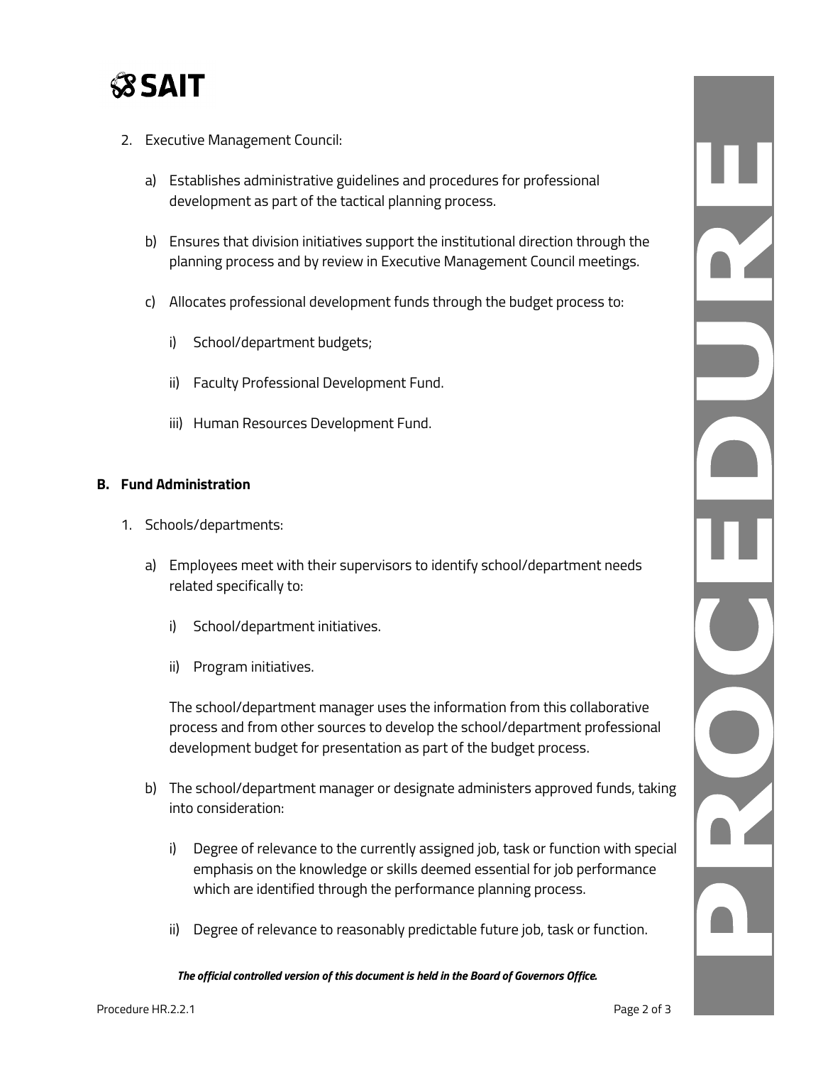2. Executive Management Council:

   a) Establishes administrative guidelines and procedures for professional development as part of the tactical planning process.

   b) Ensures that division initiatives support the institutional direction through the planning process and by review in Executive Management Council meetings.

   c) Allocates professional development funds through the budget process to:

      i) School/department budgets;

      ii) Faculty Professional Development Fund.

      iii) Human Resources Development Fund.

**B. Fund Administration**

1. Schools/departments:

   a) Employees meet with their supervisors to identify school/department needs related specifically to:

      i) School/department initiatives.

      ii) Program initiatives.

      The school/department manager uses the information from this collaborative process and from other sources to develop the school/department professional development budget for presentation as part of the budget process.

   b) The school/department manager or designate administers approved funds, taking into consideration:

      i) Degree of relevance to the currently assigned job, task or function with special emphasis on the knowledge or skills deemed essential for job performance which are identified through the performance planning process.

      ii) Degree of relevance to reasonably predictable future job, task or function.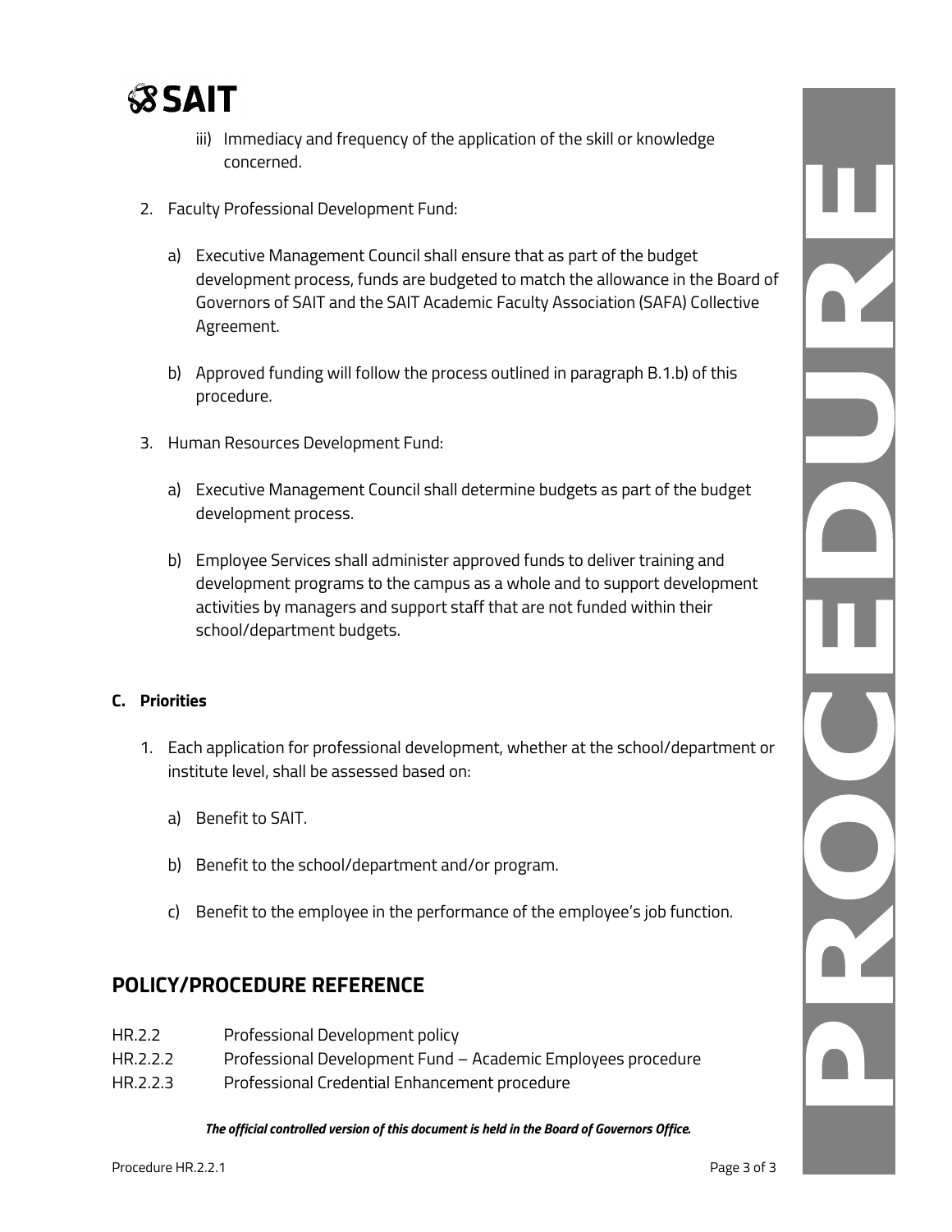iii) Immediacy and frequency of the application of the skill or knowledge concerned.

2. Faculty Professional Development Fund:

   a) Executive Management Council shall ensure that as part of the budget development process, funds are budgeted to match the allowance in the Board of Governors of SAIT and the SAIT Academic Faculty Association (SAFA) Collective Agreement.

   b) Approved funding will follow the process outlined in paragraph B.1.b) of this procedure.

3. Human Resources Development Fund:

   a) Executive Management Council shall determine budgets as part of the budget development process.

   b) Employee Services shall administer approved funds to deliver training and development programs to the campus as a whole and to support development activities by managers and support staff that are not funded within their school/department budgets.

**C. Priorities**

1. Each application for professional development, whether at the school/department or institute level, shall be assessed based on:

   a) Benefit to SAIT.

   b) Benefit to the school/department and/or program.

   c) Benefit to the employee in the performance of the employee's job function.

## POLICY/PROCEDURE REFERENCE

HR.2.2 Professional Development policy

HR.2.2.2 Professional Development Fund – Academic Employees procedure

HR.2.2.3 Professional Credential Enhancement procedure

***The official controlled version of this document is held in the Board of Governors Office.***